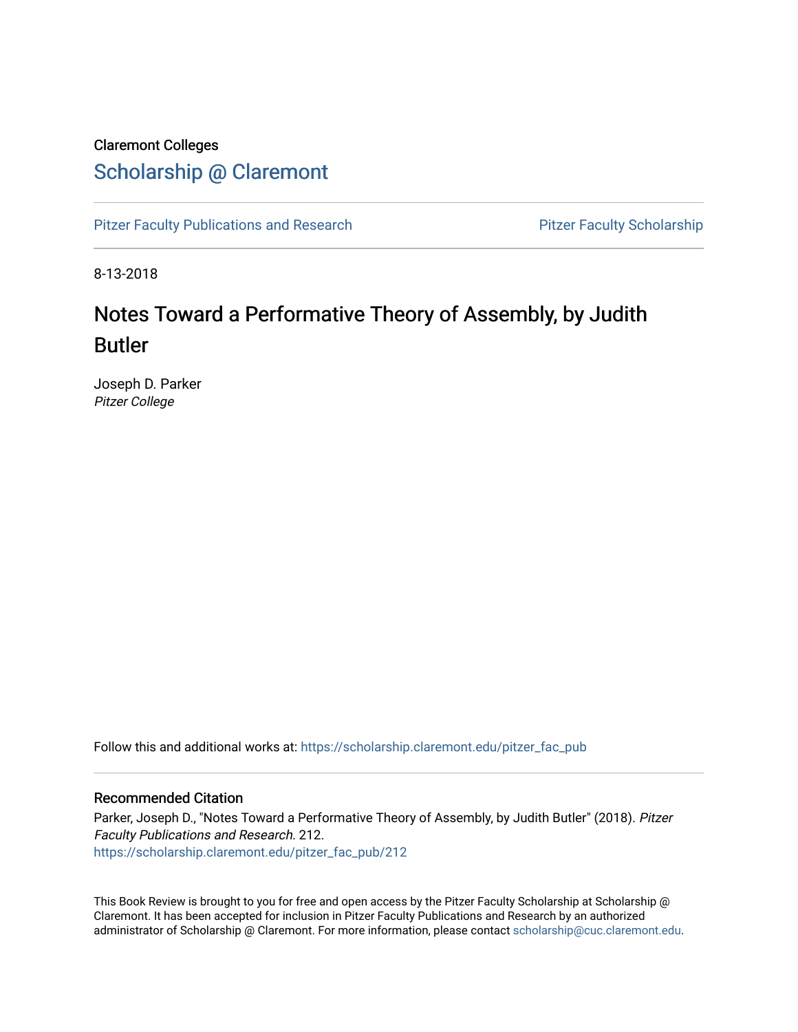Claremont Colleges

# Scholarship @ Claremont

Pitzer Faculty Publications and Research | Pitzer Faculty Scholarship

8-13-2018

# Notes Toward a Performative Theory of Assembly, by Judith Butler

Joseph D. Parker
*Pitzer College*

Follow this and additional works at: https://scholarship.claremont.edu/pitzer_fac_pub

## Recommended Citation

Parker, Joseph D., "Notes Toward a Performative Theory of Assembly, by Judith Butler" (2018). *Pitzer Faculty Publications and Research*. 212.
https://scholarship.claremont.edu/pitzer_fac_pub/212

This Book Review is brought to you for free and open access by the Pitzer Faculty Scholarship at Scholarship @ Claremont. It has been accepted for inclusion in Pitzer Faculty Publications and Research by an authorized administrator of Scholarship @ Claremont. For more information, please contact scholarship@cuc.claremont.edu.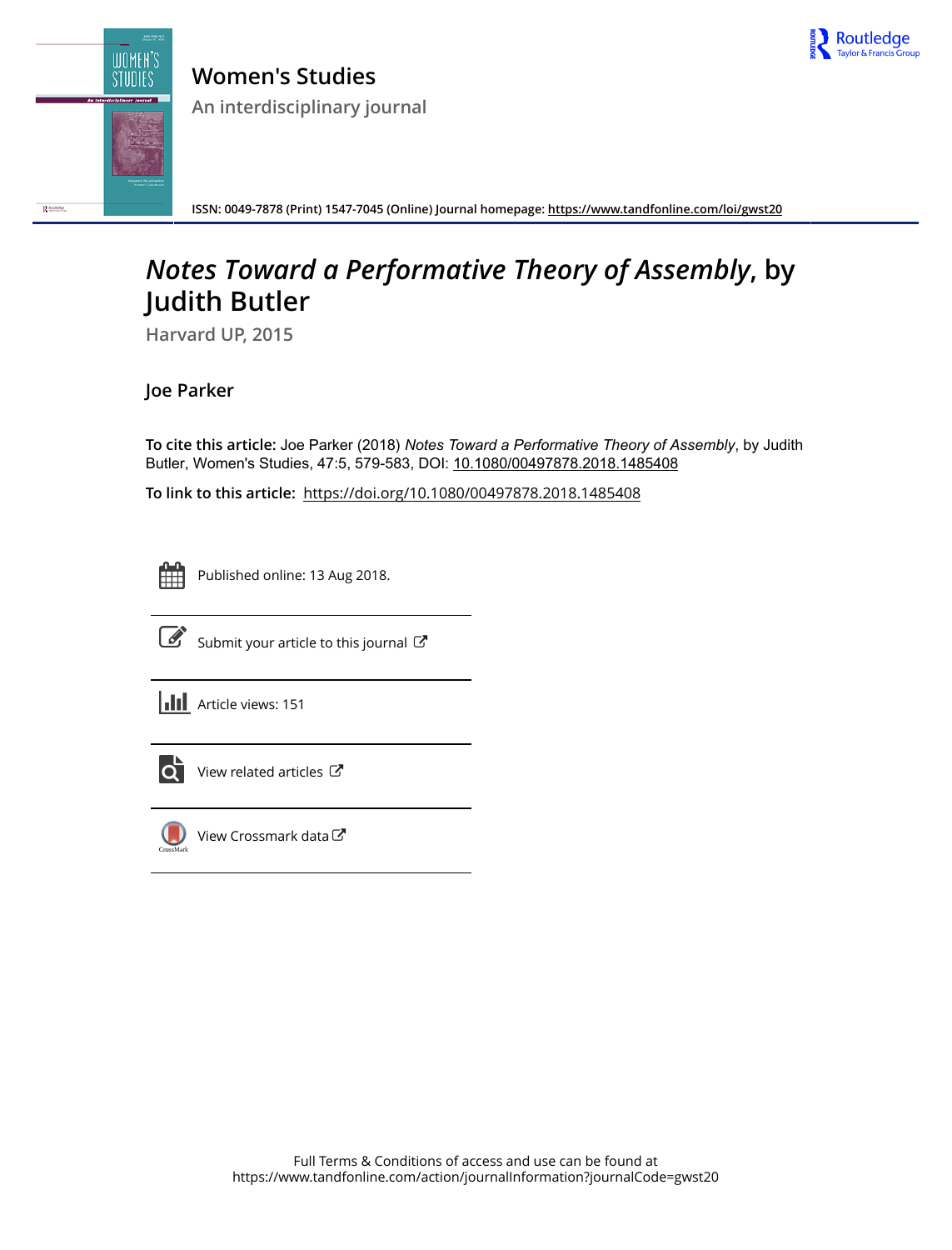# Women's Studies

## An interdisciplinary journal

ISSN: 0049-7878 (Print) 1547-7045 (Online) Journal homepage: https://www.tandfonline.com/loi/gwst20

# *Notes Toward a Performative Theory of Assembly*, by Judith Butler

Harvard UP, 2015

**Joe Parker**

**To cite this article:** Joe Parker (2018) *Notes Toward a Performative Theory of Assembly*, by Judith Butler, Women's Studies, 47:5, 579-583, DOI: 10.1080/00497878.2018.1485408

**To link to this article:** https://doi.org/10.1080/00497878.2018.1485408

Published online: 13 Aug 2018.

Submit your article to this journal

Article views: 151

View related articles

View Crossmark data

Full Terms & Conditions of access and use can be found at
https://www.tandfonline.com/action/journalInformation?journalCode=gwst20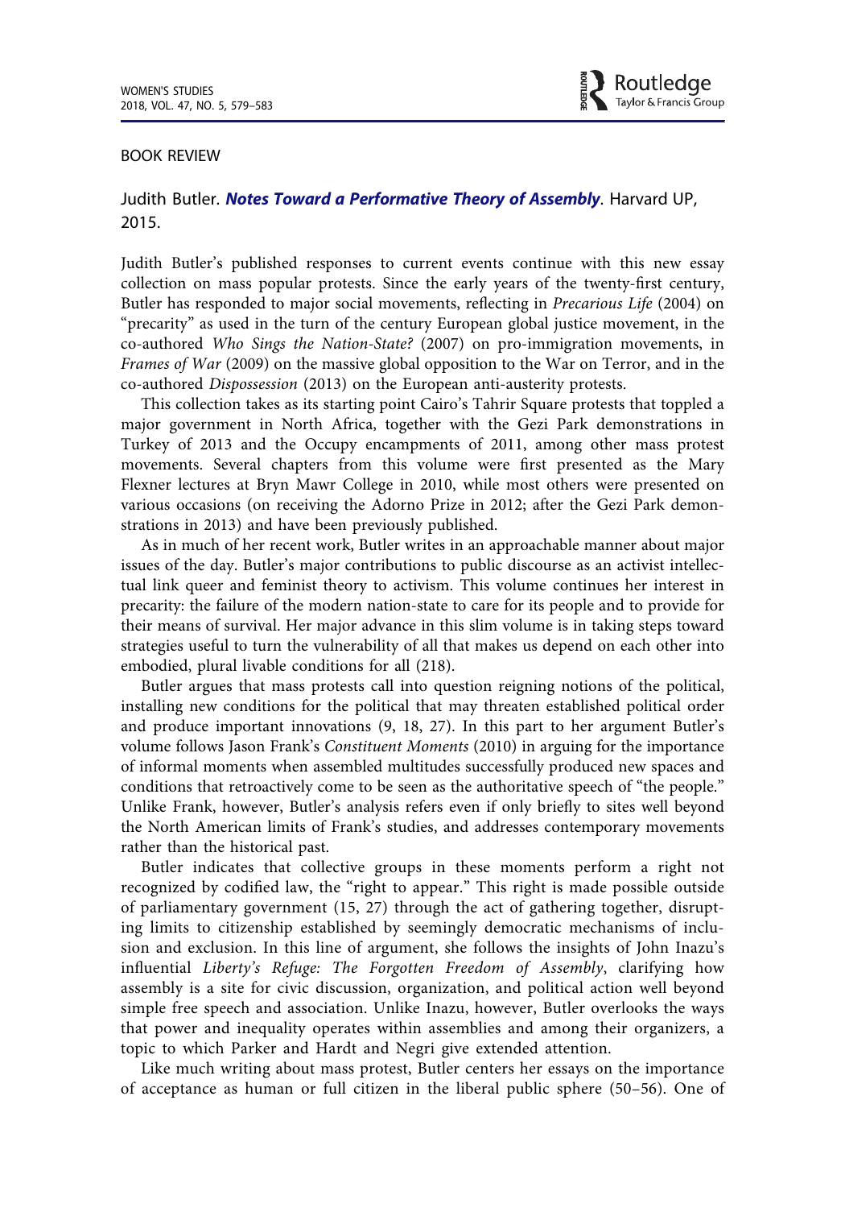BOOK REVIEW

Judith Butler. ***Notes Toward a Performative Theory of Assembly***. Harvard UP, 2015.

Judith Butler's published responses to current events continue with this new essay collection on mass popular protests. Since the early years of the twenty-first century, Butler has responded to major social movements, reflecting in *Precarious Life* (2004) on "precarity" as used in the turn of the century European global justice movement, in the co-authored *Who Sings the Nation-State?* (2007) on pro-immigration movements, in *Frames of War* (2009) on the massive global opposition to the War on Terror, and in the co-authored *Dispossession* (2013) on the European anti-austerity protests.

This collection takes as its starting point Cairo's Tahrir Square protests that toppled a major government in North Africa, together with the Gezi Park demonstrations in Turkey of 2013 and the Occupy encampments of 2011, among other mass protest movements. Several chapters from this volume were first presented as the Mary Flexner lectures at Bryn Mawr College in 2010, while most others were presented on various occasions (on receiving the Adorno Prize in 2012; after the Gezi Park demonstrations in 2013) and have been previously published.

As in much of her recent work, Butler writes in an approachable manner about major issues of the day. Butler's major contributions to public discourse as an activist intellectual link queer and feminist theory to activism. This volume continues her interest in precarity: the failure of the modern nation-state to care for its people and to provide for their means of survival. Her major advance in this slim volume is in taking steps toward strategies useful to turn the vulnerability of all that makes us depend on each other into embodied, plural livable conditions for all (218).

Butler argues that mass protests call into question reigning notions of the political, installing new conditions for the political that may threaten established political order and produce important innovations (9, 18, 27). In this part to her argument Butler's volume follows Jason Frank's *Constituent Moments* (2010) in arguing for the importance of informal moments when assembled multitudes successfully produced new spaces and conditions that retroactively come to be seen as the authoritative speech of "the people." Unlike Frank, however, Butler's analysis refers even if only briefly to sites well beyond the North American limits of Frank's studies, and addresses contemporary movements rather than the historical past.

Butler indicates that collective groups in these moments perform a right not recognized by codified law, the "right to appear." This right is made possible outside of parliamentary government (15, 27) through the act of gathering together, disrupting limits to citizenship established by seemingly democratic mechanisms of inclusion and exclusion. In this line of argument, she follows the insights of John Inazu's influential *Liberty's Refuge: The Forgotten Freedom of Assembly*, clarifying how assembly is a site for civic discussion, organization, and political action well beyond simple free speech and association. Unlike Inazu, however, Butler overlooks the ways that power and inequality operates within assemblies and among their organizers, a topic to which Parker and Hardt and Negri give extended attention.

Like much writing about mass protest, Butler centers her essays on the importance of acceptance as human or full citizen in the liberal public sphere (50–56). One of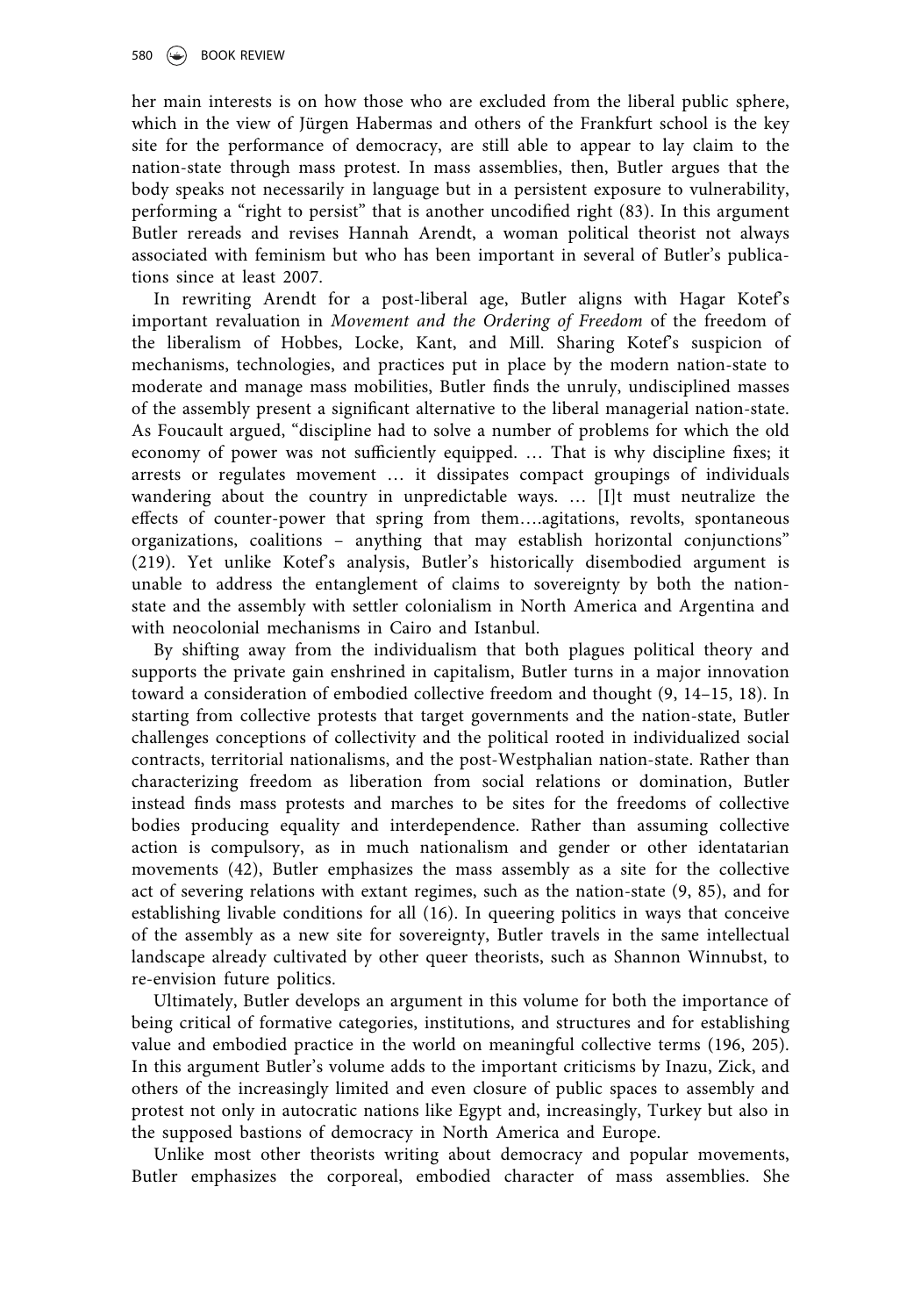her main interests is on how those who are excluded from the liberal public sphere, which in the view of Jürgen Habermas and others of the Frankfurt school is the key site for the performance of democracy, are still able to appear to lay claim to the nation-state through mass protest. In mass assemblies, then, Butler argues that the body speaks not necessarily in language but in a persistent exposure to vulnerability, performing a "right to persist" that is another uncodified right (83). In this argument Butler rereads and revises Hannah Arendt, a woman political theorist not always associated with feminism but who has been important in several of Butler's publications since at least 2007.

In rewriting Arendt for a post-liberal age, Butler aligns with Hagar Kotef's important revaluation in *Movement and the Ordering of Freedom* of the freedom of the liberalism of Hobbes, Locke, Kant, and Mill. Sharing Kotef's suspicion of mechanisms, technologies, and practices put in place by the modern nation-state to moderate and manage mass mobilities, Butler finds the unruly, undisciplined masses of the assembly present a significant alternative to the liberal managerial nation-state. As Foucault argued, "discipline had to solve a number of problems for which the old economy of power was not sufficiently equipped. … That is why discipline fixes; it arrests or regulates movement … it dissipates compact groupings of individuals wandering about the country in unpredictable ways. … [I]t must neutralize the effects of counter-power that spring from them….agitations, revolts, spontaneous organizations, coalitions – anything that may establish horizontal conjunctions" (219). Yet unlike Kotef's analysis, Butler's historically disembodied argument is unable to address the entanglement of claims to sovereignty by both the nation-state and the assembly with settler colonialism in North America and Argentina and with neocolonial mechanisms in Cairo and Istanbul.

By shifting away from the individualism that both plagues political theory and supports the private gain enshrined in capitalism, Butler turns in a major innovation toward a consideration of embodied collective freedom and thought (9, 14–15, 18). In starting from collective protests that target governments and the nation-state, Butler challenges conceptions of collectivity and the political rooted in individualized social contracts, territorial nationalisms, and the post-Westphalian nation-state. Rather than characterizing freedom as liberation from social relations or domination, Butler instead finds mass protests and marches to be sites for the freedoms of collective bodies producing equality and interdependence. Rather than assuming collective action is compulsory, as in much nationalism and gender or other identatarian movements (42), Butler emphasizes the mass assembly as a site for the collective act of severing relations with extant regimes, such as the nation-state (9, 85), and for establishing livable conditions for all (16). In queering politics in ways that conceive of the assembly as a new site for sovereignty, Butler travels in the same intellectual landscape already cultivated by other queer theorists, such as Shannon Winnubst, to re-envision future politics.

Ultimately, Butler develops an argument in this volume for both the importance of being critical of formative categories, institutions, and structures and for establishing value and embodied practice in the world on meaningful collective terms (196, 205). In this argument Butler's volume adds to the important criticisms by Inazu, Zick, and others of the increasingly limited and even closure of public spaces to assembly and protest not only in autocratic nations like Egypt and, increasingly, Turkey but also in the supposed bastions of democracy in North America and Europe.

Unlike most other theorists writing about democracy and popular movements, Butler emphasizes the corporeal, embodied character of mass assemblies. She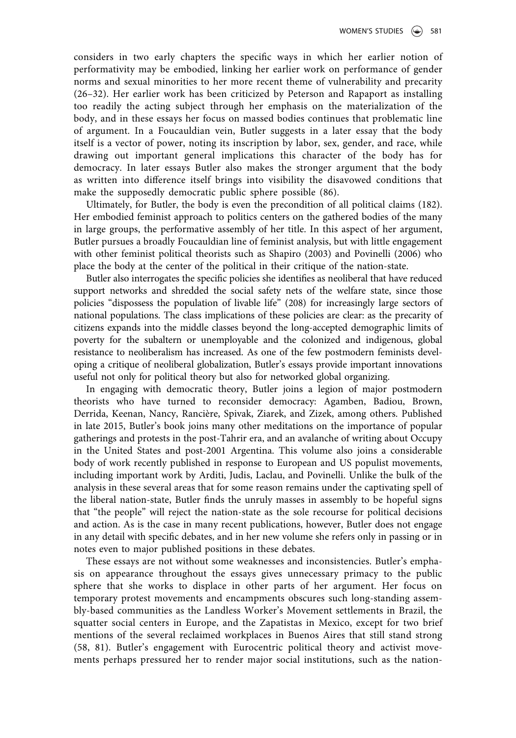considers in two early chapters the specific ways in which her earlier notion of performativity may be embodied, linking her earlier work on performance of gender norms and sexual minorities to her more recent theme of vulnerability and precarity (26–32). Her earlier work has been criticized by Peterson and Rapaport as installing too readily the acting subject through her emphasis on the materialization of the body, and in these essays her focus on massed bodies continues that problematic line of argument. In a Foucauldian vein, Butler suggests in a later essay that the body itself is a vector of power, noting its inscription by labor, sex, gender, and race, while drawing out important general implications this character of the body has for democracy. In later essays Butler also makes the stronger argument that the body as written into difference itself brings into visibility the disavowed conditions that make the supposedly democratic public sphere possible (86).

Ultimately, for Butler, the body is even the precondition of all political claims (182). Her embodied feminist approach to politics centers on the gathered bodies of the many in large groups, the performative assembly of her title. In this aspect of her argument, Butler pursues a broadly Foucauldian line of feminist analysis, but with little engagement with other feminist political theorists such as Shapiro (2003) and Povinelli (2006) who place the body at the center of the political in their critique of the nation-state.

Butler also interrogates the specific policies she identifies as neoliberal that have reduced support networks and shredded the social safety nets of the welfare state, since those policies "dispossess the population of livable life" (208) for increasingly large sectors of national populations. The class implications of these policies are clear: as the precarity of citizens expands into the middle classes beyond the long-accepted demographic limits of poverty for the subaltern or unemployable and the colonized and indigenous, global resistance to neoliberalism has increased. As one of the few postmodern feminists developing a critique of neoliberal globalization, Butler's essays provide important innovations useful not only for political theory but also for networked global organizing.

In engaging with democratic theory, Butler joins a legion of major postmodern theorists who have turned to reconsider democracy: Agamben, Badiou, Brown, Derrida, Keenan, Nancy, Rancière, Spivak, Ziarek, and Zizek, among others. Published in late 2015, Butler's book joins many other meditations on the importance of popular gatherings and protests in the post-Tahrir era, and an avalanche of writing about Occupy in the United States and post-2001 Argentina. This volume also joins a considerable body of work recently published in response to European and US populist movements, including important work by Arditi, Judis, Laclau, and Povinelli. Unlike the bulk of the analysis in these several areas that for some reason remains under the captivating spell of the liberal nation-state, Butler finds the unruly masses in assembly to be hopeful signs that "the people" will reject the nation-state as the sole recourse for political decisions and action. As is the case in many recent publications, however, Butler does not engage in any detail with specific debates, and in her new volume she refers only in passing or in notes even to major published positions in these debates.

These essays are not without some weaknesses and inconsistencies. Butler's emphasis on appearance throughout the essays gives unnecessary primacy to the public sphere that she works to displace in other parts of her argument. Her focus on temporary protest movements and encampments obscures such long-standing assembly-based communities as the Landless Worker's Movement settlements in Brazil, the squatter social centers in Europe, and the Zapatistas in Mexico, except for two brief mentions of the several reclaimed workplaces in Buenos Aires that still stand strong (58, 81). Butler's engagement with Eurocentric political theory and activist movements perhaps pressured her to render major social institutions, such as the nation-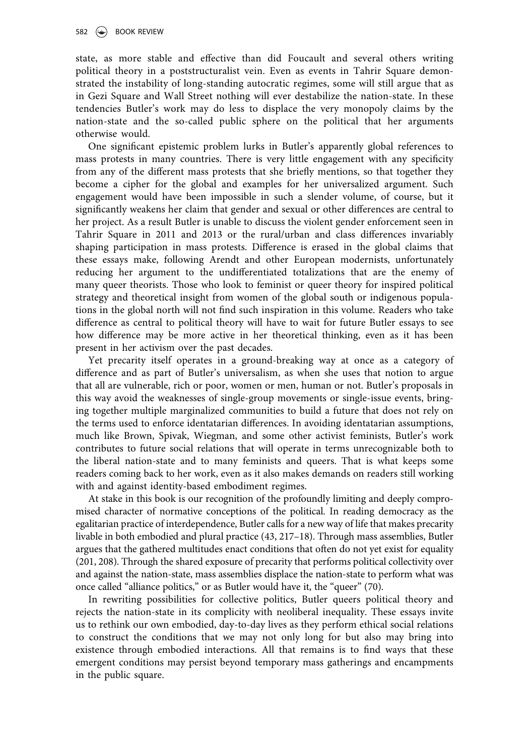state, as more stable and effective than did Foucault and several others writing political theory in a poststructuralist vein. Even as events in Tahrir Square demonstrated the instability of long-standing autocratic regimes, some will still argue that as in Gezi Square and Wall Street nothing will ever destabilize the nation-state. In these tendencies Butler's work may do less to displace the very monopoly claims by the nation-state and the so-called public sphere on the political that her arguments otherwise would.

One significant epistemic problem lurks in Butler's apparently global references to mass protests in many countries. There is very little engagement with any specificity from any of the different mass protests that she briefly mentions, so that together they become a cipher for the global and examples for her universalized argument. Such engagement would have been impossible in such a slender volume, of course, but it significantly weakens her claim that gender and sexual or other differences are central to her project. As a result Butler is unable to discuss the violent gender enforcement seen in Tahrir Square in 2011 and 2013 or the rural/urban and class differences invariably shaping participation in mass protests. Difference is erased in the global claims that these essays make, following Arendt and other European modernists, unfortunately reducing her argument to the undifferentiated totalizations that are the enemy of many queer theorists. Those who look to feminist or queer theory for inspired political strategy and theoretical insight from women of the global south or indigenous populations in the global north will not find such inspiration in this volume. Readers who take difference as central to political theory will have to wait for future Butler essays to see how difference may be more active in her theoretical thinking, even as it has been present in her activism over the past decades.

Yet precarity itself operates in a ground-breaking way at once as a category of difference and as part of Butler's universalism, as when she uses that notion to argue that all are vulnerable, rich or poor, women or men, human or not. Butler's proposals in this way avoid the weaknesses of single-group movements or single-issue events, bringing together multiple marginalized communities to build a future that does not rely on the terms used to enforce identatarian differences. In avoiding identatarian assumptions, much like Brown, Spivak, Wiegman, and some other activist feminists, Butler's work contributes to future social relations that will operate in terms unrecognizable both to the liberal nation-state and to many feminists and queers. That is what keeps some readers coming back to her work, even as it also makes demands on readers still working with and against identity-based embodiment regimes.

At stake in this book is our recognition of the profoundly limiting and deeply compromised character of normative conceptions of the political. In reading democracy as the egalitarian practice of interdependence, Butler calls for a new way of life that makes precarity livable in both embodied and plural practice (43, 217–18). Through mass assemblies, Butler argues that the gathered multitudes enact conditions that often do not yet exist for equality (201, 208). Through the shared exposure of precarity that performs political collectivity over and against the nation-state, mass assemblies displace the nation-state to perform what was once called "alliance politics," or as Butler would have it, the "queer" (70).

In rewriting possibilities for collective politics, Butler queers political theory and rejects the nation-state in its complicity with neoliberal inequality. These essays invite us to rethink our own embodied, day-to-day lives as they perform ethical social relations to construct the conditions that we may not only long for but also may bring into existence through embodied interactions. All that remains is to find ways that these emergent conditions may persist beyond temporary mass gatherings and encampments in the public square.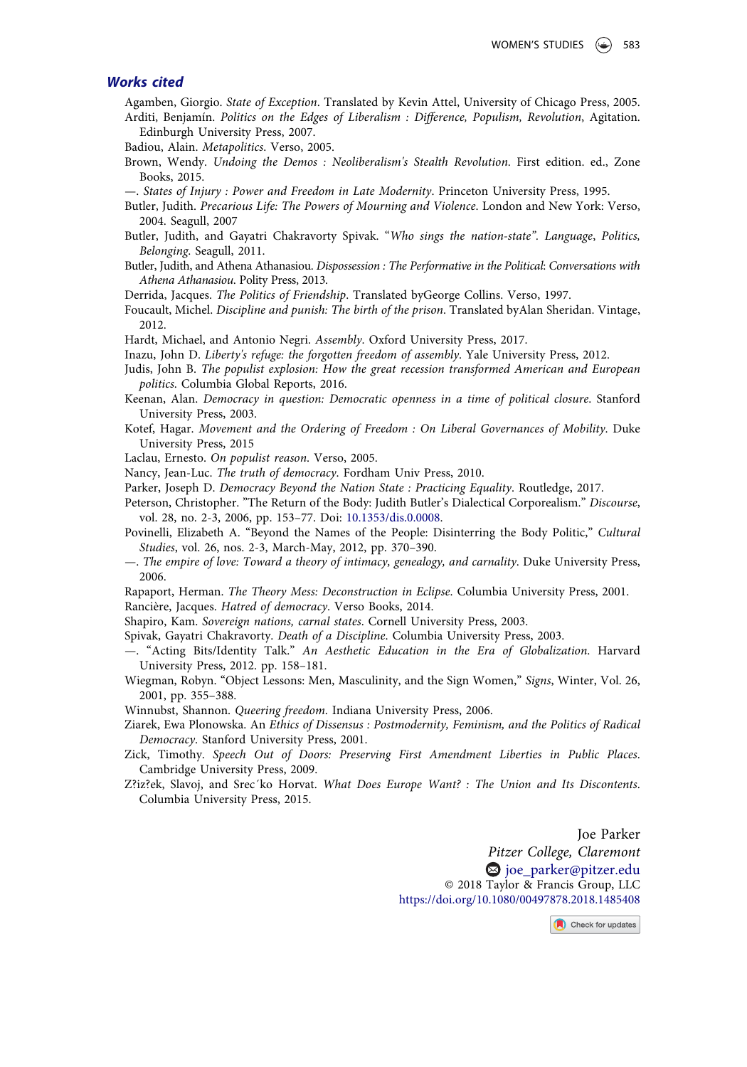## Works cited

Agamben, Giorgio. *State of Exception*. Translated by Kevin Attel, University of Chicago Press, 2005.

Arditi, Benjamín. *Politics on the Edges of Liberalism : Difference, Populism, Revolution*, Agitation. Edinburgh University Press, 2007.

Badiou, Alain. *Metapolitics*. Verso, 2005.

Brown, Wendy. *Undoing the Demos : Neoliberalism's Stealth Revolution*. First edition. ed., Zone Books, 2015.

—. *States of Injury : Power and Freedom in Late Modernity*. Princeton University Press, 1995.

Butler, Judith. *Precarious Life: The Powers of Mourning and Violence*. London and New York: Verso, 2004. Seagull, 2007

Butler, Judith, and Gayatri Chakravorty Spivak. "*Who sings the nation-state*". *Language*, *Politics, Belonging*. Seagull, 2011.

Butler, Judith, and Athena Athanasiou. *Dispossession : The Performative in the Political: Conversations with Athena Athanasiou*. Polity Press, 2013.

Derrida, Jacques. *The Politics of Friendship*. Translated byGeorge Collins. Verso, 1997.

Foucault, Michel. *Discipline and punish: The birth of the prison*. Translated byAlan Sheridan. Vintage, 2012.

Hardt, Michael, and Antonio Negri. *Assembly*. Oxford University Press, 2017.

Inazu, John D. *Liberty's refuge: the forgotten freedom of assembly*. Yale University Press, 2012.

Judis, John B. *The populist explosion: How the great recession transformed American and European politics*. Columbia Global Reports, 2016.

Keenan, Alan. *Democracy in question: Democratic openness in a time of political closure*. Stanford University Press, 2003.

Kotef, Hagar. *Movement and the Ordering of Freedom : On Liberal Governances of Mobility*. Duke University Press, 2015

Laclau, Ernesto. *On populist reason*. Verso, 2005.

Nancy, Jean-Luc. *The truth of democracy*. Fordham Univ Press, 2010.

Parker, Joseph D. *Democracy Beyond the Nation State : Practicing Equality*. Routledge, 2017.

Peterson, Christopher. "The Return of the Body: Judith Butler's Dialectical Corporealism." *Discourse*, vol. 28, no. 2-3, 2006, pp. 153–77. Doi: 10.1353/dis.0.0008.

Povinelli, Elizabeth A. "Beyond the Names of the People: Disinterring the Body Politic," *Cultural Studies*, vol. 26, nos. 2-3, March-May, 2012, pp. 370–390.

—. *The empire of love: Toward a theory of intimacy, genealogy, and carnality*. Duke University Press, 2006.

Rapaport, Herman. *The Theory Mess: Deconstruction in Eclipse*. Columbia University Press, 2001.

Rancière, Jacques. *Hatred of democracy*. Verso Books, 2014.

Shapiro, Kam. *Sovereign nations, carnal states*. Cornell University Press, 2003.

Spivak, Gayatri Chakravorty. *Death of a Discipline*. Columbia University Press, 2003.

—. "Acting Bits/Identity Talk." *An Aesthetic Education in the Era of Globalization*. Harvard University Press, 2012. pp. 158–181.

Wiegman, Robyn. "Object Lessons: Men, Masculinity, and the Sign Women," *Signs*, Winter, Vol. 26, 2001, pp. 355–388.

Winnubst, Shannon. *Queering freedom*. Indiana University Press, 2006.

Ziarek, Ewa Plonowska. An *Ethics of Dissensus : Postmodernity, Feminism, and the Politics of Radical Democracy*. Stanford University Press, 2001.

Zick, Timothy. *Speech Out of Doors: Preserving First Amendment Liberties in Public Places*. Cambridge University Press, 2009.

Z?iz?ek, Slavoj, and Srec´ko Horvat. *What Does Europe Want? : The Union and Its Discontents*. Columbia University Press, 2015.

Joe Parker
*Pitzer College, Claremont*
joe_parker@pitzer.edu
© 2018 Taylor & Francis Group, LLC
https://doi.org/10.1080/00497878.2018.1485408